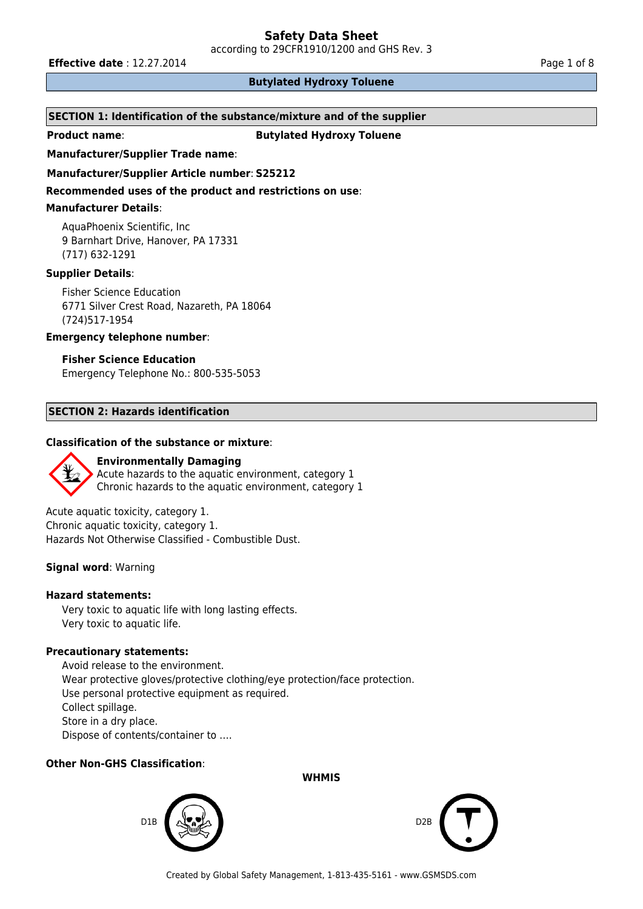# Safety Data Sheet

according to 29CFR1910/1200 and GHS Rev. 3

**Effective date** : 12.27.2014

**Butylated Hydroxy Toluene**

## SECTION 1: Identification of the substance/mixture and of the supplier

**Product name**: **Butylated Hydroxy Toluene**

**Manufacturer/Supplier Trade name**:

**Manufacturer/Supplier Article number**: **S25212**

**Recommended uses of the product and restrictions on use**:

**Manufacturer Details**:

AquaPhoenix Scientific, Inc
9 Barnhart Drive, Hanover, PA 17331
(717) 632-1291

**Supplier Details**:

Fisher Science Education
6771 Silver Crest Road, Nazareth, PA 18064
(724)517-1954

**Emergency telephone number**:

**Fisher Science Education**
Emergency Telephone No.: 800-535-5053

## SECTION 2: Hazards identification

**Classification of the substance or mixture**:

**Environmentally Damaging**
Acute hazards to the aquatic environment, category 1
Chronic hazards to the aquatic environment, category 1

Acute aquatic toxicity, category 1.
Chronic aquatic toxicity, category 1.
Hazards Not Otherwise Classified - Combustible Dust.

**Signal word**: Warning

**Hazard statements:**

Very toxic to aquatic life with long lasting effects.
Very toxic to aquatic life.

**Precautionary statements:**

Avoid release to the environment.
Wear protective gloves/protective clothing/eye protection/face protection.
Use personal protective equipment as required.
Collect spillage.
Store in a dry place.
Dispose of contents/container to ….

**Other Non-GHS Classification**:

**WHMIS**

D1B

D2B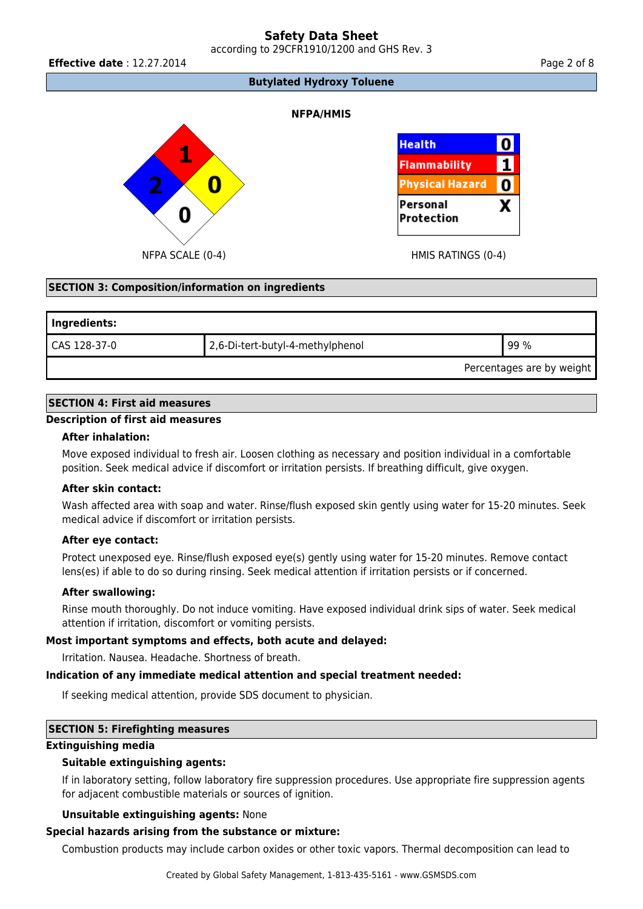## Butylated Hydroxy Toluene

### NFPA/HMIS

**NFPA SCALE (0-4)**

| Flammability (red) | Health (blue) | Instability (yellow) | Special (white) |
|---|---|---|---|
| 1 | 2 | 0 | 0 |

**HMIS RATINGS (0-4)**

| | |
|---|---|
| Health | 0 |
| Flammability | 1 |
| Physical Hazard | 0 |
| Personal Protection | X |

## SECTION 3: Composition/information on ingredients

| Ingredients: | | |
|---|---|---|
| CAS 128-37-0 | 2,6-Di-tert-butyl-4-methylphenol | 99 % |
| | | Percentages are by weight |

## SECTION 4: First aid measures

### Description of first aid measures

**After inhalation:**

Move exposed individual to fresh air. Loosen clothing as necessary and position individual in a comfortable position. Seek medical advice if discomfort or irritation persists. If breathing difficult, give oxygen.

**After skin contact:**

Wash affected area with soap and water. Rinse/flush exposed skin gently using water for 15-20 minutes. Seek medical advice if discomfort or irritation persists.

**After eye contact:**

Protect unexposed eye. Rinse/flush exposed eye(s) gently using water for 15-20 minutes. Remove contact lens(es) if able to do so during rinsing. Seek medical attention if irritation persists or if concerned.

**After swallowing:**

Rinse mouth thoroughly. Do not induce vomiting. Have exposed individual drink sips of water. Seek medical attention if irritation, discomfort or vomiting persists.

### Most important symptoms and effects, both acute and delayed:

Irritation. Nausea. Headache. Shortness of breath.

### Indication of any immediate medical attention and special treatment needed:

If seeking medical attention, provide SDS document to physician.

## SECTION 5: Firefighting measures

### Extinguishing media

**Suitable extinguishing agents:**

If in laboratory setting, follow laboratory fire suppression procedures. Use appropriate fire suppression agents for adjacent combustible materials or sources of ignition.

**Unsuitable extinguishing agents:** None

### Special hazards arising from the substance or mixture:

Combustion products may include carbon oxides or other toxic vapors. Thermal decomposition can lead to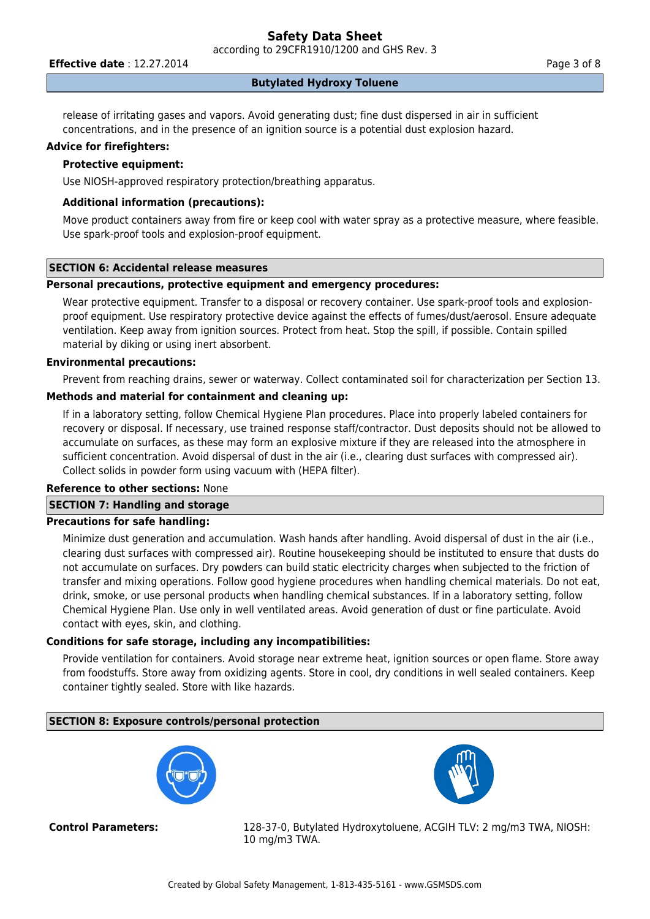release of irritating gases and vapors. Avoid generating dust; fine dust dispersed in air in sufficient concentrations, and in the presence of an ignition source is a potential dust explosion hazard.

**Advice for firefighters:**

**Protective equipment:**

Use NIOSH-approved respiratory protection/breathing apparatus.

**Additional information (precautions):**

Move product containers away from fire or keep cool with water spray as a protective measure, where feasible. Use spark-proof tools and explosion-proof equipment.

## SECTION 6: Accidental release measures

**Personal precautions, protective equipment and emergency procedures:**

Wear protective equipment. Transfer to a disposal or recovery container. Use spark-proof tools and explosion-proof equipment. Use respiratory protective device against the effects of fumes/dust/aerosol. Ensure adequate ventilation. Keep away from ignition sources. Protect from heat. Stop the spill, if possible. Contain spilled material by diking or using inert absorbent.

**Environmental precautions:**

Prevent from reaching drains, sewer or waterway. Collect contaminated soil for characterization per Section 13.

**Methods and material for containment and cleaning up:**

If in a laboratory setting, follow Chemical Hygiene Plan procedures. Place into properly labeled containers for recovery or disposal. If necessary, use trained response staff/contractor. Dust deposits should not be allowed to accumulate on surfaces, as these may form an explosive mixture if they are released into the atmosphere in sufficient concentration. Avoid dispersal of dust in the air (i.e., clearing dust surfaces with compressed air). Collect solids in powder form using vacuum with (HEPA filter).

**Reference to other sections:** None

## SECTION 7: Handling and storage

**Precautions for safe handling:**

Minimize dust generation and accumulation. Wash hands after handling. Avoid dispersal of dust in the air (i.e., clearing dust surfaces with compressed air). Routine housekeeping should be instituted to ensure that dusts do not accumulate on surfaces. Dry powders can build static electricity charges when subjected to the friction of transfer and mixing operations. Follow good hygiene procedures when handling chemical materials. Do not eat, drink, smoke, or use personal products when handling chemical substances. If in a laboratory setting, follow Chemical Hygiene Plan. Use only in well ventilated areas. Avoid generation of dust or fine particulate. Avoid contact with eyes, skin, and clothing.

**Conditions for safe storage, including any incompatibilities:**

Provide ventilation for containers. Avoid storage near extreme heat, ignition sources or open flame. Store away from foodstuffs. Store away from oxidizing agents. Store in cool, dry conditions in well sealed containers. Keep container tightly sealed. Store with like hazards.

## SECTION 8: Exposure controls/personal protection

**Control Parameters:** 128-37-0, Butylated Hydroxytoluene, ACGIH TLV: 2 mg/m3 TWA, NIOSH: 10 mg/m3 TWA.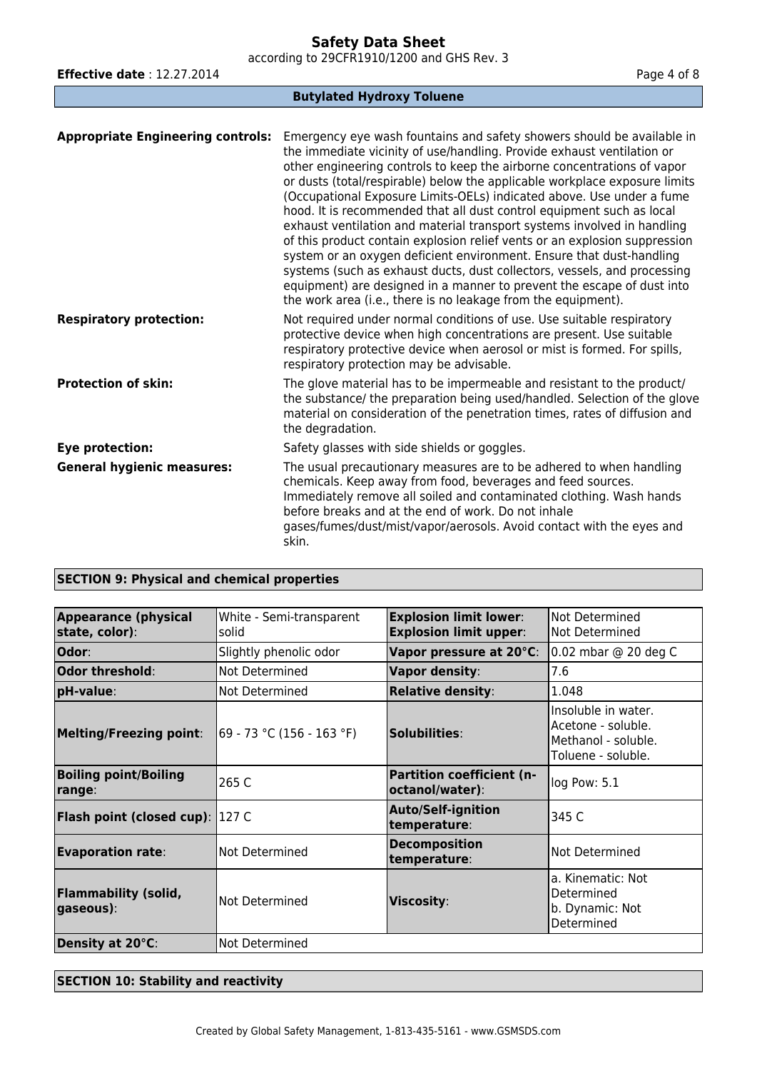**Appropriate Engineering controls:** Emergency eye wash fountains and safety showers should be available in the immediate vicinity of use/handling. Provide exhaust ventilation or other engineering controls to keep the airborne concentrations of vapor or dusts (total/respirable) below the applicable workplace exposure limits (Occupational Exposure Limits-OELs) indicated above. Use under a fume hood. It is recommended that all dust control equipment such as local exhaust ventilation and material transport systems involved in handling of this product contain explosion relief vents or an explosion suppression system or an oxygen deficient environment. Ensure that dust-handling systems (such as exhaust ducts, dust collectors, vessels, and processing equipment) are designed in a manner to prevent the escape of dust into the work area (i.e., there is no leakage from the equipment).

**Respiratory protection:** Not required under normal conditions of use. Use suitable respiratory protective device when high concentrations are present. Use suitable respiratory protective device when aerosol or mist is formed. For spills, respiratory protection may be advisable.

**Protection of skin:** The glove material has to be impermeable and resistant to the product/ the substance/ the preparation being used/handled. Selection of the glove material on consideration of the penetration times, rates of diffusion and the degradation.

**Eye protection:** Safety glasses with side shields or goggles.

**General hygienic measures:** The usual precautionary measures are to be adhered to when handling chemicals. Keep away from food, beverages and feed sources. Immediately remove all soiled and contaminated clothing. Wash hands before breaks and at the end of work. Do not inhale gases/fumes/dust/mist/vapor/aerosols. Avoid contact with the eyes and skin.

## SECTION 9: Physical and chemical properties

| | | | |
|---|---|---|---|
| **Appearance (physical state, color)**: | White - Semi-transparent solid | **Explosion limit lower**: **Explosion limit upper**: | Not Determined Not Determined |
| **Odor**: | Slightly phenolic odor | **Vapor pressure at 20°C**: | 0.02 mbar @ 20 deg C |
| **Odor threshold**: | Not Determined | **Vapor density**: | 7.6 |
| **pH-value**: | Not Determined | **Relative density**: | 1.048 |
| **Melting/Freezing point**: | 69 - 73 °C (156 - 163 °F) | **Solubilities**: | Insoluble in water. Acetone - soluble. Methanol - soluble. Toluene - soluble. |
| **Boiling point/Boiling range**: | 265 C | **Partition coefficient (n-octanol/water)**: | log Pow: 5.1 |
| **Flash point (closed cup)**: | 127 C | **Auto/Self-ignition temperature**: | 345 C |
| **Evaporation rate**: | Not Determined | **Decomposition temperature**: | Not Determined |
| **Flammability (solid, gaseous)**: | Not Determined | **Viscosity**: | a. Kinematic: Not Determined b. Dynamic: Not Determined |
| **Density at 20°C**: | Not Determined | | |

## SECTION 10: Stability and reactivity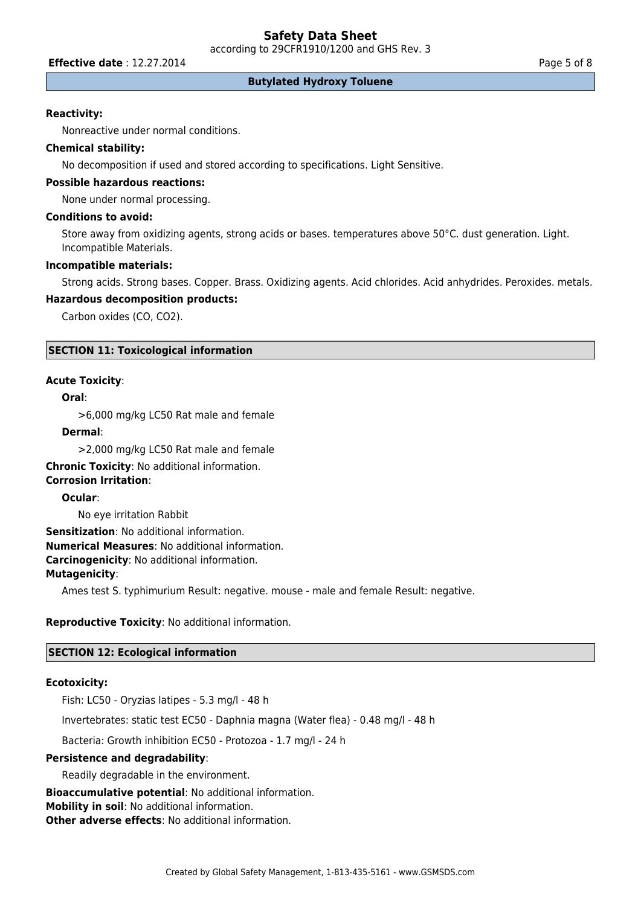**Reactivity:**

Nonreactive under normal conditions.

**Chemical stability:**

No decomposition if used and stored according to specifications. Light Sensitive.

**Possible hazardous reactions:**

None under normal processing.

**Conditions to avoid:**

Store away from oxidizing agents, strong acids or bases. temperatures above 50°C. dust generation. Light. Incompatible Materials.

**Incompatible materials:**

Strong acids. Strong bases. Copper. Brass. Oxidizing agents. Acid chlorides. Acid anhydrides. Peroxides. metals.

**Hazardous decomposition products:**

Carbon oxides (CO, $CO_2$).

## SECTION 11: Toxicological information

**Acute Toxicity**:

**Oral**:

>6,000 mg/kg LC50 Rat male and female

**Dermal**:

>2,000 mg/kg LC50 Rat male and female

**Chronic Toxicity**: No additional information.

**Corrosion Irritation**:

**Ocular**:

No eye irritation Rabbit

**Sensitization**: No additional information.

**Numerical Measures**: No additional information.

**Carcinogenicity**: No additional information.

**Mutagenicity**:

Ames test S. typhimurium Result: negative. mouse - male and female Result: negative.

**Reproductive Toxicity**: No additional information.

## SECTION 12: Ecological information

**Ecotoxicity:**

Fish: LC50 - Oryzias latipes - 5.3 mg/l - 48 h

Invertebrates: static test EC50 - Daphnia magna (Water flea) - 0.48 mg/l - 48 h

Bacteria: Growth inhibition EC50 - Protozoa - 1.7 mg/l - 24 h

**Persistence and degradability**:

Readily degradable in the environment.

**Bioaccumulative potential**: No additional information.

**Mobility in soil**: No additional information.

**Other adverse effects**: No additional information.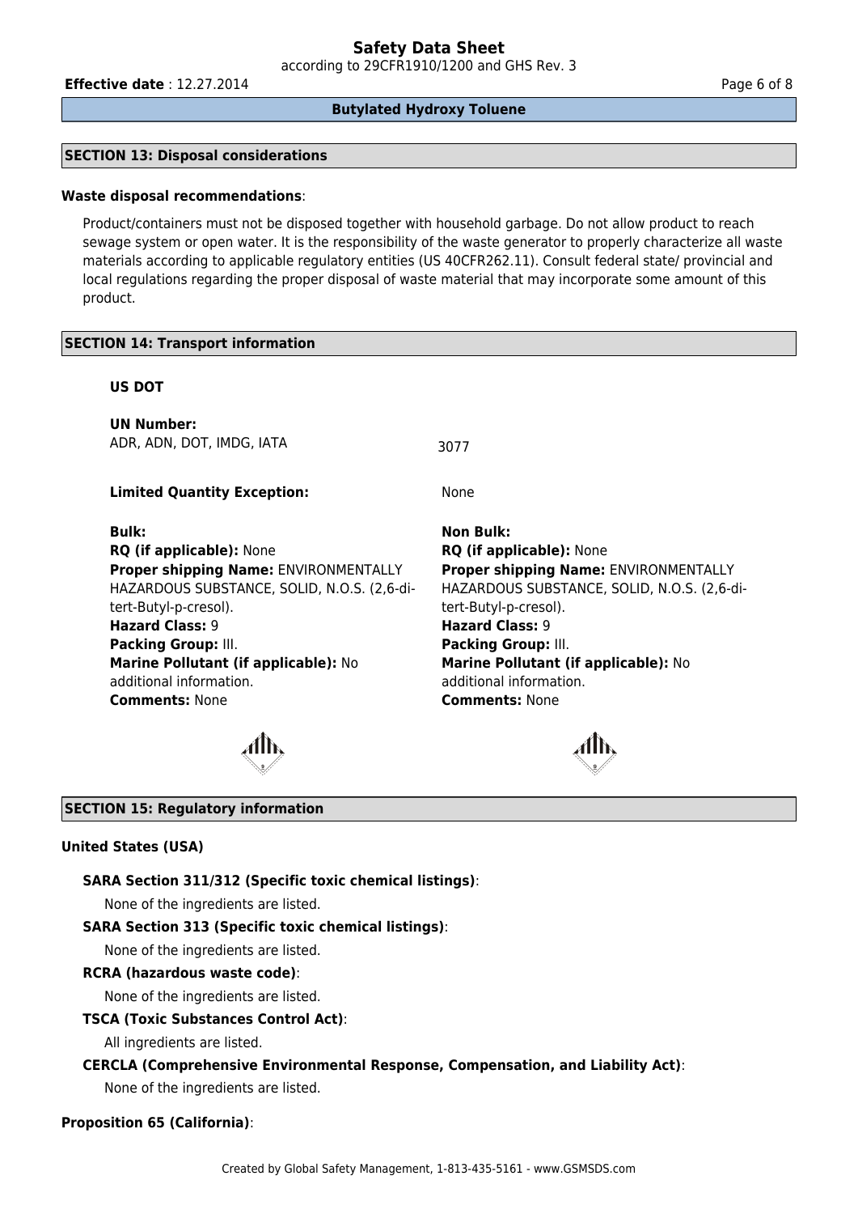## SECTION 13: Disposal considerations

**Waste disposal recommendations**:

Product/containers must not be disposed together with household garbage. Do not allow product to reach sewage system or open water. It is the responsibility of the waste generator to properly characterize all waste materials according to applicable regulatory entities (US 40CFR262.11). Consult federal state/ provincial and local regulations regarding the proper disposal of waste material that may incorporate some amount of this product.

## SECTION 14: Transport information

**US DOT**

**UN Number:**
ADR, ADN, DOT, IMDG, IATA — 3077

**Limited Quantity Exception:** None

| **Bulk:** | **Non Bulk:** |
|---|---|
| **RQ (if applicable):** None | **RQ (if applicable):** None |
| **Proper shipping Name:** ENVIRONMENTALLY HAZARDOUS SUBSTANCE, SOLID, N.O.S. (2,6-di-tert-Butyl-p-cresol). | **Proper shipping Name:** ENVIRONMENTALLY HAZARDOUS SUBSTANCE, SOLID, N.O.S. (2,6-di-tert-Butyl-p-cresol). |
| **Hazard Class:** 9 | **Hazard Class:** 9 |
| **Packing Group:** III. | **Packing Group:** III. |
| **Marine Pollutant (if applicable):** No additional information. | **Marine Pollutant (if applicable):** No additional information. |
| **Comments:** None | **Comments:** None |

## SECTION 15: Regulatory information

**United States (USA)**

**SARA Section 311/312 (Specific toxic chemical listings)**:

None of the ingredients are listed.

**SARA Section 313 (Specific toxic chemical listings)**:

None of the ingredients are listed.

**RCRA (hazardous waste code)**:

None of the ingredients are listed.

**TSCA (Toxic Substances Control Act)**:

All ingredients are listed.

**CERCLA (Comprehensive Environmental Response, Compensation, and Liability Act)**:

None of the ingredients are listed.

**Proposition 65 (California)**: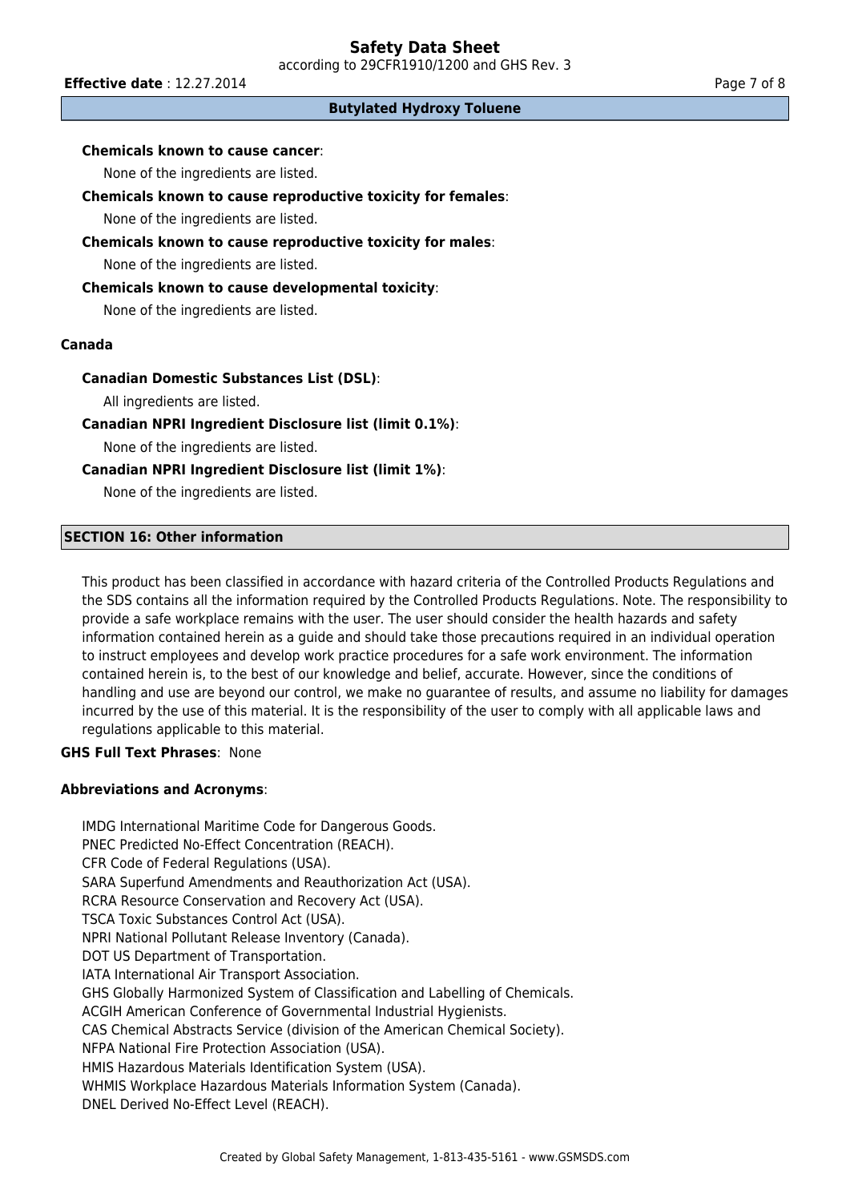**Chemicals known to cause cancer**:

None of the ingredients are listed.

**Chemicals known to cause reproductive toxicity for females**:

None of the ingredients are listed.

**Chemicals known to cause reproductive toxicity for males**:

None of the ingredients are listed.

**Chemicals known to cause developmental toxicity**:

None of the ingredients are listed.

**Canada**

**Canadian Domestic Substances List (DSL)**:

All ingredients are listed.

**Canadian NPRI Ingredient Disclosure list (limit 0.1%)**:

None of the ingredients are listed.

**Canadian NPRI Ingredient Disclosure list (limit 1%)**:

None of the ingredients are listed.

## SECTION 16: Other information

This product has been classified in accordance with hazard criteria of the Controlled Products Regulations and the SDS contains all the information required by the Controlled Products Regulations. Note. The responsibility to provide a safe workplace remains with the user. The user should consider the health hazards and safety information contained herein as a guide and should take those precautions required in an individual operation to instruct employees and develop work practice procedures for a safe work environment. The information contained herein is, to the best of our knowledge and belief, accurate. However, since the conditions of handling and use are beyond our control, we make no guarantee of results, and assume no liability for damages incurred by the use of this material. It is the responsibility of the user to comply with all applicable laws and regulations applicable to this material.

**GHS Full Text Phrases**: None

**Abbreviations and Acronyms**:

IMDG International Maritime Code for Dangerous Goods.
PNEC Predicted No-Effect Concentration (REACH).
CFR Code of Federal Regulations (USA).
SARA Superfund Amendments and Reauthorization Act (USA).
RCRA Resource Conservation and Recovery Act (USA).
TSCA Toxic Substances Control Act (USA).
NPRI National Pollutant Release Inventory (Canada).
DOT US Department of Transportation.
IATA International Air Transport Association.
GHS Globally Harmonized System of Classification and Labelling of Chemicals.
ACGIH American Conference of Governmental Industrial Hygienists.
CAS Chemical Abstracts Service (division of the American Chemical Society).
NFPA National Fire Protection Association (USA).
HMIS Hazardous Materials Identification System (USA).
WHMIS Workplace Hazardous Materials Information System (Canada).
DNEL Derived No-Effect Level (REACH).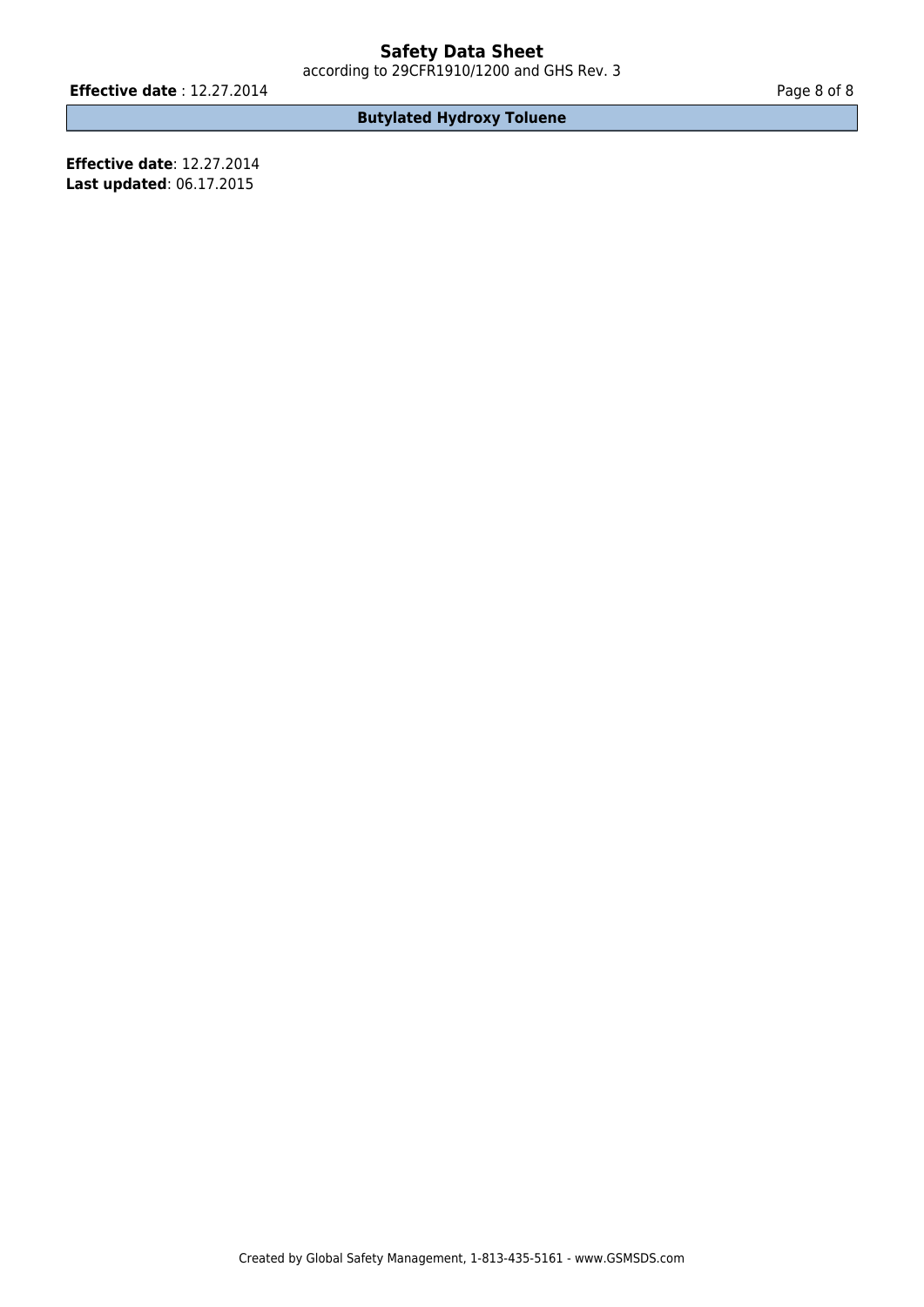**Effective date**: 12.27.2014
**Last updated**: 06.17.2015